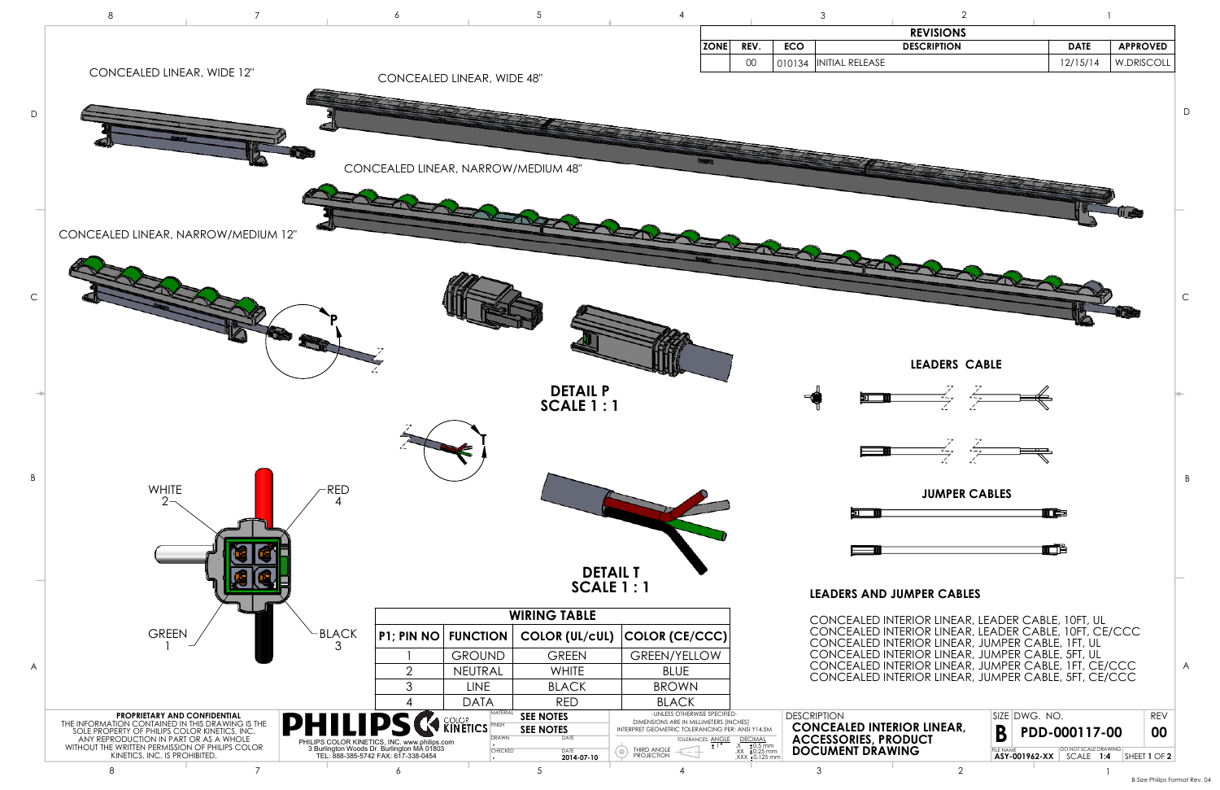## REVISIONS

| ZONE | REV. | ECO | DESCRIPTION | DATE | APPROVED |
|---|---|---|---|---|---|
| | 00 | 010134 | INITIAL RELEASE | 12/15/14 | W.DRISCOLL |

CONCEALED LINEAR, WIDE 12"

CONCEALED LINEAR, WIDE 48"

CONCEALED LINEAR, NARROW/MEDIUM 48"

CONCEALED LINEAR, NARROW/MEDIUM 12"

P

**DETAIL P**
**SCALE 1 : 1**

T

**DETAIL T**
**SCALE 1 : 1**

WHITE 2

RED 4

GREEN 1

BLACK 3

### LEADERS CABLE

### JUMPER CABLES

### WIRING TABLE

| P1; PIN NO | FUNCTION | COLOR (UL/cUL) | COLOR (CE/CCC) |
|---|---|---|---|
| 1 | GROUND | GREEN | GREEN/YELLOW |
| 2 | NEUTRAL | WHITE | BLUE |
| 3 | LINE | BLACK | BROWN |
| 4 | DATA | RED | BLACK |

### LEADERS AND JUMPER CABLES

- CONCEALED INTERIOR LINEAR, LEADER CABLE, 10FT, UL
- CONCEALED INTERIOR LINEAR, LEADER CABLE, 10FT, CE/CCC
- CONCEALED INTERIOR LINEAR, JUMPER CABLE, 1FT, UL
- CONCEALED INTERIOR LINEAR, JUMPER CABLE, 5FT, UL
- CONCEALED INTERIOR LINEAR, JUMPER CABLE, 1FT, CE/CCC
- CONCEALED INTERIOR LINEAR, JUMPER CABLE, 5FT, CE/CCC

**PROPRIETARY AND CONFIDENTIAL**
THE INFORMATION CONTAINED IN THIS DRAWING IS THE SOLE PROPERTY OF PHILIPS COLOR KINETICS, INC. ANY REPRODUCTION IN PART OR AS A WHOLE WITHOUT THE WRITTEN PERMISSION OF PHILIPS COLOR KINETICS, INC. IS PROHIBITED.

PHILIPS COLOR KINETICS
PHILIPS COLOR KINETICS, INC. www.philips.com
3 Burlington Woods Dr. Burlington MA 01803
TEL: 888-385-5742 FAX: 617-338-0454

MATERIAL: SEE NOTES
FINISH: SEE NOTES
DRAWN: - DATE
CHECKED: - DATE 2014-07-10

-UNLESS OTHERWISE SPECIFIED-
DIMENSIONS ARE IN MILLIMETERS [INCHES]
INTERPRET GEOMETRIC TOLERANCING PER: ANSI Y14.5M
TOLERANCES: ANGLE ± 1° DECIMAL .X ±0.5 mm .XX ±0.25 mm .XXX ±0.125 mm
THIRD ANGLE PROJECTION

DESCRIPTION: **CONCEALED INTERIOR LINEAR, ACCESSORIES, PRODUCT DOCUMENT DRAWING**

SIZE: B | DWG. NO.: PDD-000117-00 | REV: 00
FILE NAME: ASY-001962-XX | DO NOT SCALE DRAWING | SCALE 1:4 | SHEET 1 OF 2

B-Size Philips Format Rev. 04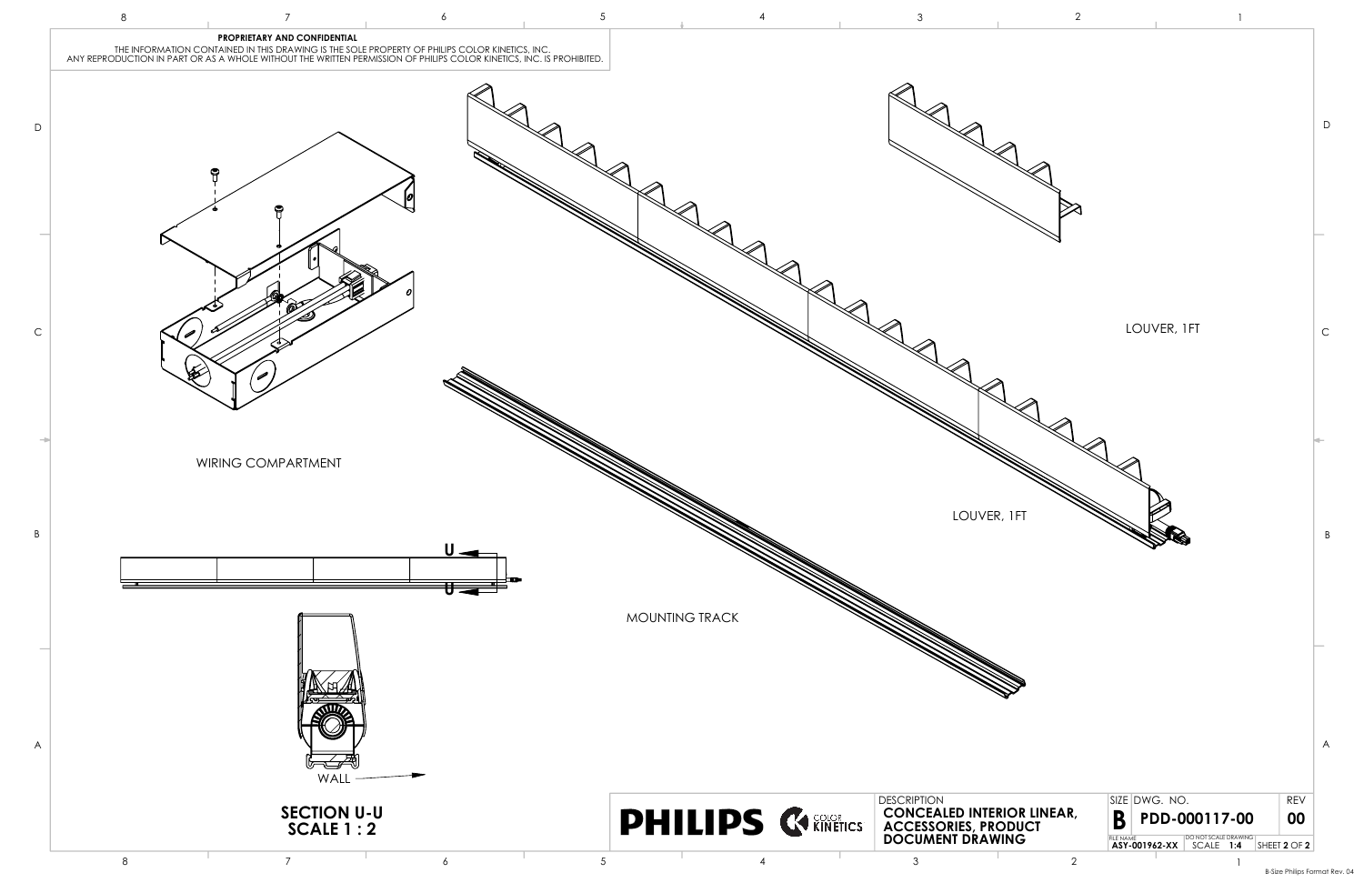**PROPRIETARY AND CONFIDENTIAL**

THE INFORMATION CONTAINED IN THIS DRAWING IS THE SOLE PROPERTY OF PHILIPS COLOR KINETICS, INC. ANY REPRODUCTION IN PART OR AS A WHOLE WITHOUT THE WRITTEN PERMISSION OF PHILIPS COLOR KINETICS, INC. IS PROHIBITED.

WIRING COMPARTMENT

MOUNTING TRACK

LOUVER, 1FT

LOUVER, 1FT

U

U

WALL

**SECTION U-U**
**SCALE 1 : 2**

PHILIPS COLOR KINETICS

| | |
|---|---|
| DESCRIPTION | **CONCEALED INTERIOR LINEAR, ACCESSORIES, PRODUCT DOCUMENT DRAWING** |
| SIZE | **B** |
| DWG. NO. | **PDD-000117-00** |
| REV | **00** |
| FILE NAME | **ASY-001962-XX** |
| DO NOT SCALE DRAWING | SCALE **1:4** |
| SHEET | **2** OF **2** |

B-Size Philips Format Rev. 04